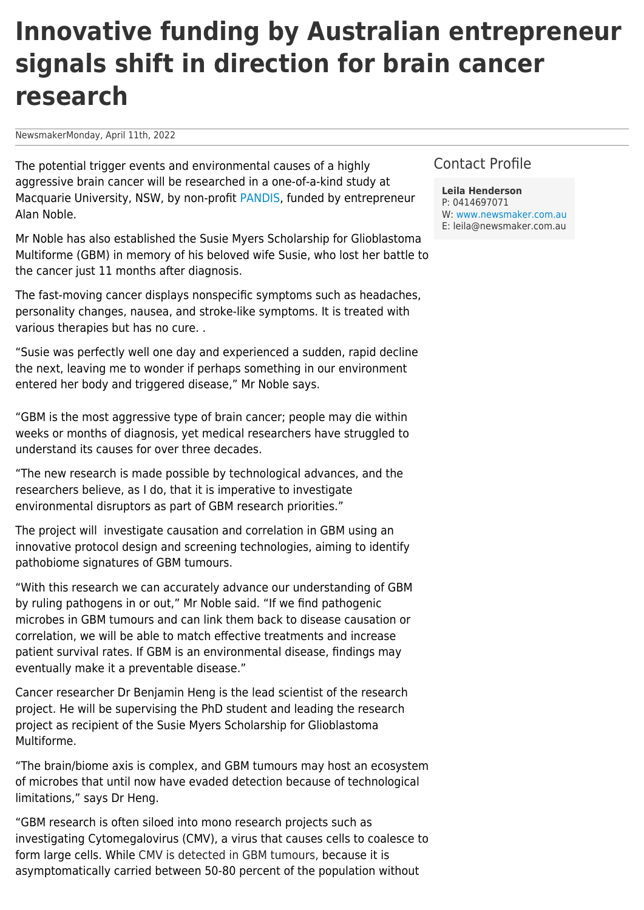# Innovative funding by Australian entrepreneur signals shift in direction for brain cancer research

NewsmakerMonday, April 11th, 2022

The potential trigger events and environmental causes of a highly aggressive brain cancer will be researched in a one-of-a-kind study at Macquarie University, NSW, by non-profit PANDIS, funded by entrepreneur Alan Noble.

Mr Noble has also established the Susie Myers Scholarship for Glioblastoma Multiforme (GBM) in memory of his beloved wife Susie, who lost her battle to the cancer just 11 months after diagnosis.

The fast-moving cancer displays nonspecific symptoms such as headaches, personality changes, nausea, and stroke-like symptoms. It is treated with various therapies but has no cure. .

"Susie was perfectly well one day and experienced a sudden, rapid decline the next, leaving me to wonder if perhaps something in our environment entered her body and triggered disease," Mr Noble says.

"GBM is the most aggressive type of brain cancer; people may die within weeks or months of diagnosis, yet medical researchers have struggled to understand its causes for over three decades.

"The new research is made possible by technological advances, and the researchers believe, as I do, that it is imperative to investigate environmental disruptors as part of GBM research priorities."

The project will investigate causation and correlation in GBM using an innovative protocol design and screening technologies, aiming to identify pathobiome signatures of GBM tumours.

"With this research we can accurately advance our understanding of GBM by ruling pathogens in or out," Mr Noble said. "If we find pathogenic microbes in GBM tumours and can link them back to disease causation or correlation, we will be able to match effective treatments and increase patient survival rates. If GBM is an environmental disease, findings may eventually make it a preventable disease."

Cancer researcher Dr Benjamin Heng is the lead scientist of the research project. He will be supervising the PhD student and leading the research project as recipient of the Susie Myers Scholarship for Glioblastoma Multiforme.

"The brain/biome axis is complex, and GBM tumours may host an ecosystem of microbes that until now have evaded detection because of technological limitations," says Dr Heng.

"GBM research is often siloed into mono research projects such as investigating Cytomegalovirus (CMV), a virus that causes cells to coalesce to form large cells. While CMV is detected in GBM tumours, because it is asymptomatically carried between 50-80 percent of the population without

**Contact Profile**

**Leila Henderson**
P: 0414697071
W: www.newsmaker.com.au
E: leila@newsmaker.com.au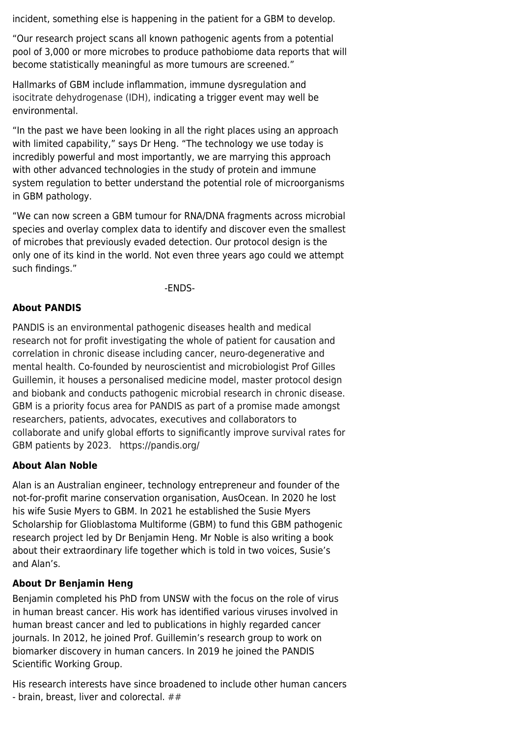incident, something else is happening in the patient for a GBM to develop.

“Our research project scans all known pathogenic agents from a potential pool of 3,000 or more microbes to produce pathobiome data reports that will become statistically meaningful as more tumours are screened.”

Hallmarks of GBM include inflammation, immune dysregulation and isocitrate dehydrogenase (IDH), indicating a trigger event may well be environmental.

“In the past we have been looking in all the right places using an approach with limited capability,” says Dr Heng. “The technology we use today is incredibly powerful and most importantly, we are marrying this approach with other advanced technologies in the study of protein and immune system regulation to better understand the potential role of microorganisms in GBM pathology.

“We can now screen a GBM tumour for RNA/DNA fragments across microbial species and overlay complex data to identify and discover even the smallest of microbes that previously evaded detection. Our protocol design is the only one of its kind in the world. Not even three years ago could we attempt such findings.”

-ENDS-

**About PANDIS**

PANDIS is an environmental pathogenic diseases health and medical research not for profit investigating the whole of patient for causation and correlation in chronic disease including cancer, neuro-degenerative and mental health. Co-founded by neuroscientist and microbiologist Prof Gilles Guillemin, it houses a personalised medicine model, master protocol design and biobank and conducts pathogenic microbial research in chronic disease. GBM is a priority focus area for PANDIS as part of a promise made amongst researchers, patients, advocates, executives and collaborators to collaborate and unify global efforts to significantly improve survival rates for GBM patients by 2023. https://pandis.org/

**About Alan Noble**

Alan is an Australian engineer, technology entrepreneur and founder of the not-for-profit marine conservation organisation, AusOcean. In 2020 he lost his wife Susie Myers to GBM. In 2021 he established the Susie Myers Scholarship for Glioblastoma Multiforme (GBM) to fund this GBM pathogenic research project led by Dr Benjamin Heng. Mr Noble is also writing a book about their extraordinary life together which is told in two voices, Susie’s and Alan’s.

**About Dr Benjamin Heng**

Benjamin completed his PhD from UNSW with the focus on the role of virus in human breast cancer. His work has identified various viruses involved in human breast cancer and led to publications in highly regarded cancer journals. In 2012, he joined Prof. Guillemin’s research group to work on biomarker discovery in human cancers. In 2019 he joined the PANDIS Scientific Working Group.

His research interests have since broadened to include other human cancers - brain, breast, liver and colorectal. ##